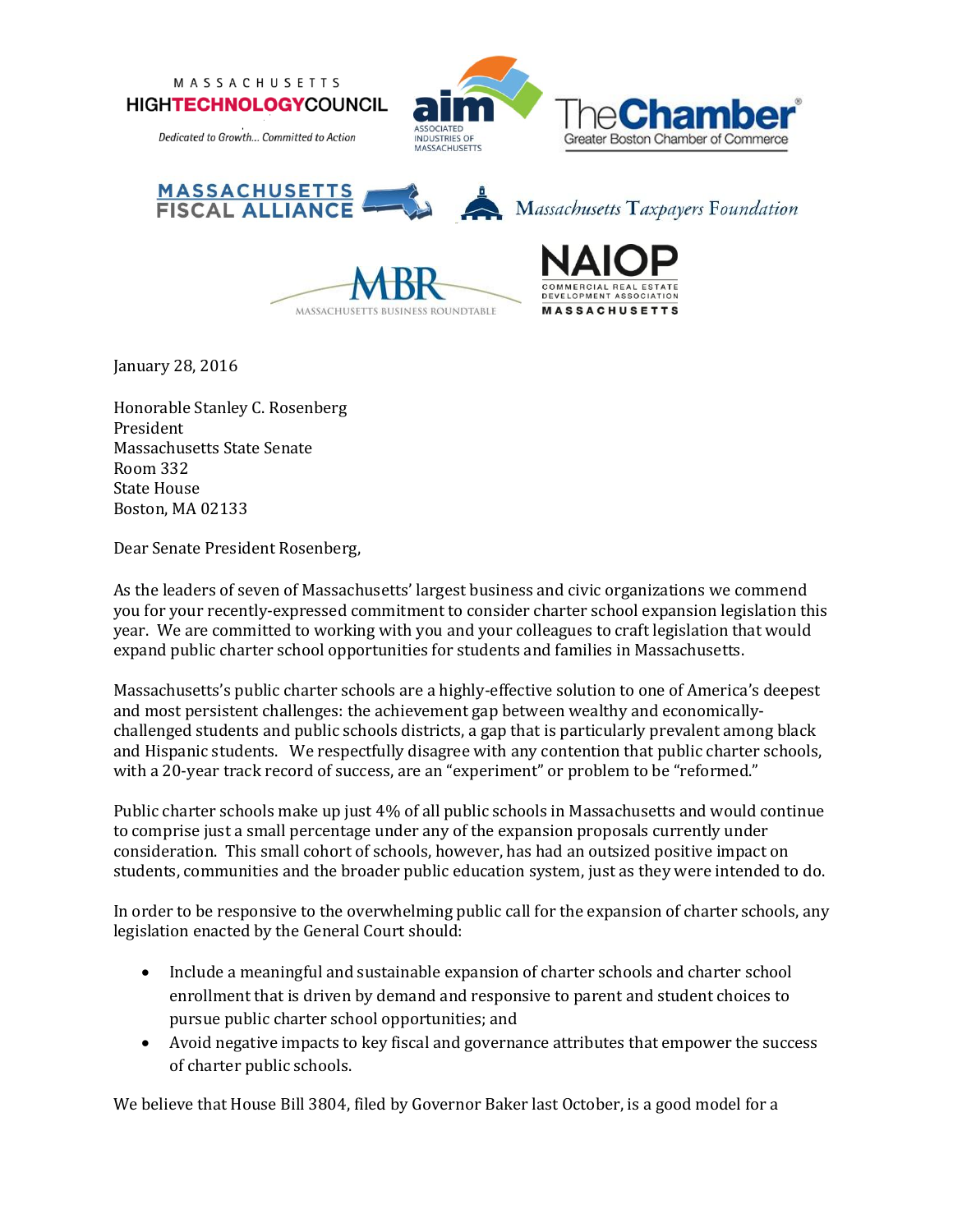MASSACHUSETTS HIGH TECHNOLOGY COUNCIL
*Dedicated to Growth... Committed to Action*

aim ASSOCIATED INDUSTRIES OF MASSACHUSETTS

The Chamber Greater Boston Chamber of Commerce

MASSACHUSETTS FISCAL ALLIANCE

Massachusetts Taxpayers Foundation

MBR MASSACHUSETTS BUSINESS ROUNDTABLE

NAIOP COMMERCIAL REAL ESTATE DEVELOPMENT ASSOCIATION MASSACHUSETTS

January 28, 2016

Honorable Stanley C. Rosenberg
President
Massachusetts State Senate
Room 332
State House
Boston, MA 02133

Dear Senate President Rosenberg,

As the leaders of seven of Massachusetts' largest business and civic organizations we commend you for your recently-expressed commitment to consider charter school expansion legislation this year. We are committed to working with you and your colleagues to craft legislation that would expand public charter school opportunities for students and families in Massachusetts.

Massachusetts's public charter schools are a highly-effective solution to one of America's deepest and most persistent challenges: the achievement gap between wealthy and economically-challenged students and public schools districts, a gap that is particularly prevalent among black and Hispanic students. We respectfully disagree with any contention that public charter schools, with a 20-year track record of success, are an "experiment" or problem to be "reformed."

Public charter schools make up just 4% of all public schools in Massachusetts and would continue to comprise just a small percentage under any of the expansion proposals currently under consideration. This small cohort of schools, however, has had an outsized positive impact on students, communities and the broader public education system, just as they were intended to do.

In order to be responsive to the overwhelming public call for the expansion of charter schools, any legislation enacted by the General Court should:

- Include a meaningful and sustainable expansion of charter schools and charter school enrollment that is driven by demand and responsive to parent and student choices to pursue public charter school opportunities; and
- Avoid negative impacts to key fiscal and governance attributes that empower the success of charter public schools.

We believe that House Bill 3804, filed by Governor Baker last October, is a good model for a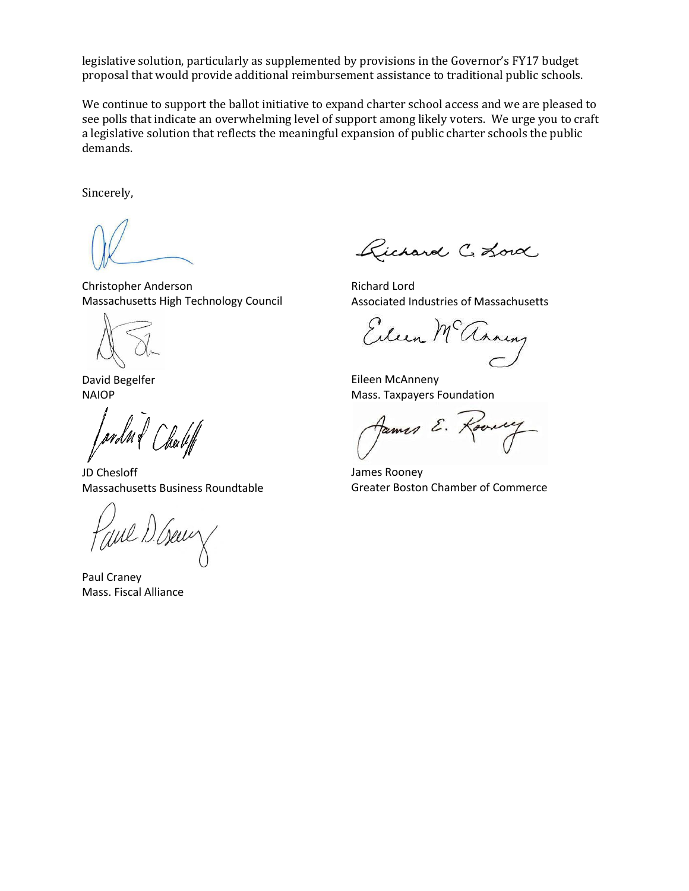legislative solution, particularly as supplemented by provisions in the Governor's FY17 budget proposal that would provide additional reimbursement assistance to traditional public schools.

We continue to support the ballot initiative to expand charter school access and we are pleased to see polls that indicate an overwhelming level of support among likely voters. We urge you to craft a legislative solution that reflects the meaningful expansion of public charter schools the public demands.

Sincerely,

Christopher Anderson
Massachusetts High Technology Council

David Begelfer
NAIOP

JD Chesloff
Massachusetts Business Roundtable

Paul Craney
Mass. Fiscal Alliance

Richard Lord
Associated Industries of Massachusetts

Eileen McAnneny
Mass. Taxpayers Foundation

James Rooney
Greater Boston Chamber of Commerce